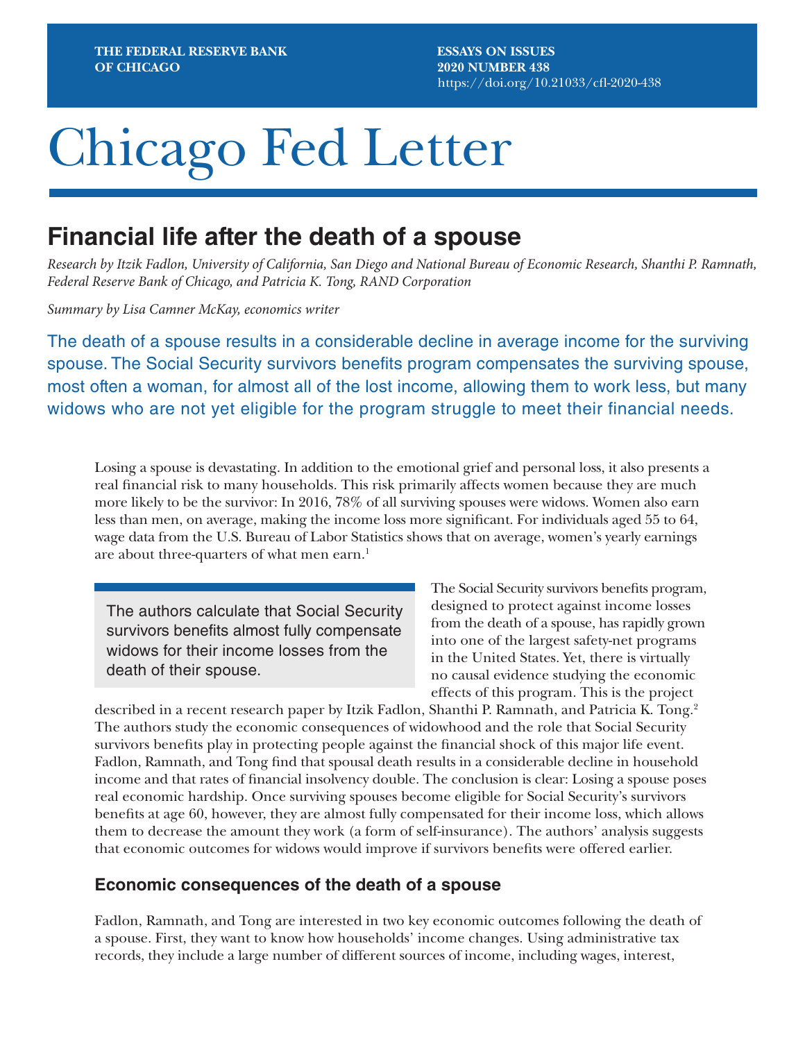THE FEDERAL RESERVE BANK OF CHICAGO

ESSAYS ON ISSUES
2020 NUMBER 438
https://doi.org/10.21033/cfl-2020-438

# Chicago Fed Letter

## Financial life after the death of a spouse

*Research by Itzik Fadlon, University of California, San Diego and National Bureau of Economic Research, Shanthi P. Ramnath, Federal Reserve Bank of Chicago, and Patricia K. Tong, RAND Corporation*

*Summary by Lisa Camner McKay, economics writer*

The death of a spouse results in a considerable decline in average income for the surviving spouse. The Social Security survivors benefits program compensates the surviving spouse, most often a woman, for almost all of the lost income, allowing them to work less, but many widows who are not yet eligible for the program struggle to meet their financial needs.

Losing a spouse is devastating. In addition to the emotional grief and personal loss, it also presents a real financial risk to many households. This risk primarily affects women because they are much more likely to be the survivor: In 2016, 78% of all surviving spouses were widows. Women also earn less than men, on average, making the income loss more significant. For individuals aged 55 to 64, wage data from the U.S. Bureau of Labor Statistics shows that on average, women's yearly earnings are about three-quarters of what men earn.[1]

> The authors calculate that Social Security survivors benefits almost fully compensate widows for their income losses from the death of their spouse.

The Social Security survivors benefits program, designed to protect against income losses from the death of a spouse, has rapidly grown into one of the largest safety-net programs in the United States. Yet, there is virtually no causal evidence studying the economic effects of this program. This is the project described in a recent research paper by Itzik Fadlon, Shanthi P. Ramnath, and Patricia K. Tong.[2] The authors study the economic consequences of widowhood and the role that Social Security survivors benefits play in protecting people against the financial shock of this major life event. Fadlon, Ramnath, and Tong find that spousal death results in a considerable decline in household income and that rates of financial insolvency double. The conclusion is clear: Losing a spouse poses real economic hardship. Once surviving spouses become eligible for Social Security's survivors benefits at age 60, however, they are almost fully compensated for their income loss, which allows them to decrease the amount they work (a form of self-insurance). The authors' analysis suggests that economic outcomes for widows would improve if survivors benefits were offered earlier.

### Economic consequences of the death of a spouse

Fadlon, Ramnath, and Tong are interested in two key economic outcomes following the death of a spouse. First, they want to know how households' income changes. Using administrative tax records, they include a large number of different sources of income, including wages, interest,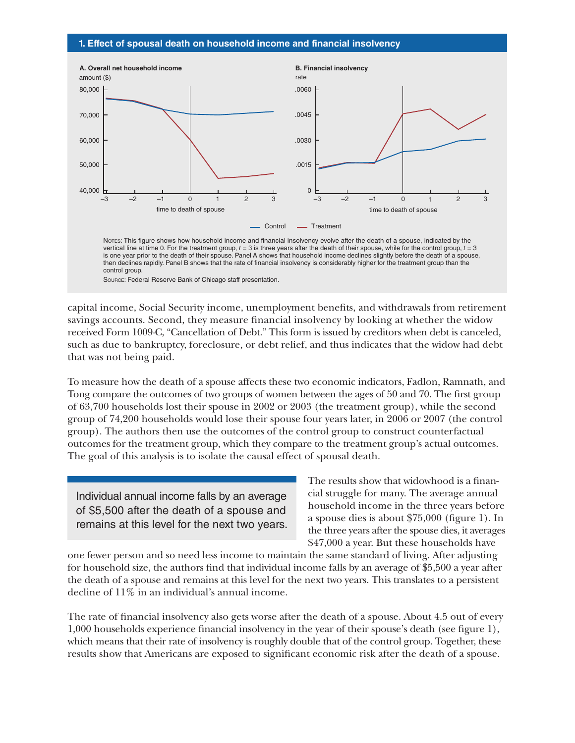**1. Effect of spousal death on household income and financial insolvency**

**A. Overall net household income** — amount ($)

**B. Financial insolvency** — rate

time to death of spouse

Control — Treatment

NOTES: This figure shows how household income and financial insolvency evolve after the death of a spouse, indicated by the vertical line at time 0. For the treatment group, $t = 3$ is three years after the death of their spouse, while for the control group, $t = 3$ is one year prior to the death of their spouse. Panel A shows that household income declines slightly before the death of a spouse, then declines rapidly. Panel B shows that the rate of financial insolvency is considerably higher for the treatment group than the control group.

SOURCE: Federal Reserve Bank of Chicago staff presentation.

capital income, Social Security income, unemployment benefits, and withdrawals from retirement savings accounts. Second, they measure financial insolvency by looking at whether the widow received Form 1009-C, "Cancellation of Debt." This form is issued by creditors when debt is canceled, such as due to bankruptcy, foreclosure, or debt relief, and thus indicates that the widow had debt that was not being paid.

To measure how the death of a spouse affects these two economic indicators, Fadlon, Ramnath, and Tong compare the outcomes of two groups of women between the ages of 50 and 70. The first group of 63,700 households lost their spouse in 2002 or 2003 (the treatment group), while the second group of 74,200 households would lose their spouse four years later, in 2006 or 2007 (the control group). The authors then use the outcomes of the control group to construct counterfactual outcomes for the treatment group, which they compare to the treatment group's actual outcomes. The goal of this analysis is to isolate the causal effect of spousal death.

> Individual annual income falls by an average of $5,500 after the death of a spouse and remains at this level for the next two years.

The results show that widowhood is a financial struggle for many. The average annual household income in the three years before a spouse dies is about $75,000 (figure 1). In the three years after the spouse dies, it averages $47,000 a year. But these households have one fewer person and so need less income to maintain the same standard of living. After adjusting for household size, the authors find that individual income falls by an average of $5,500 a year after the death of a spouse and remains at this level for the next two years. This translates to a persistent decline of 11% in an individual's annual income.

The rate of financial insolvency also gets worse after the death of a spouse. About 4.5 out of every 1,000 households experience financial insolvency in the year of their spouse's death (see figure 1), which means that their rate of insolvency is roughly double that of the control group. Together, these results show that Americans are exposed to significant economic risk after the death of a spouse.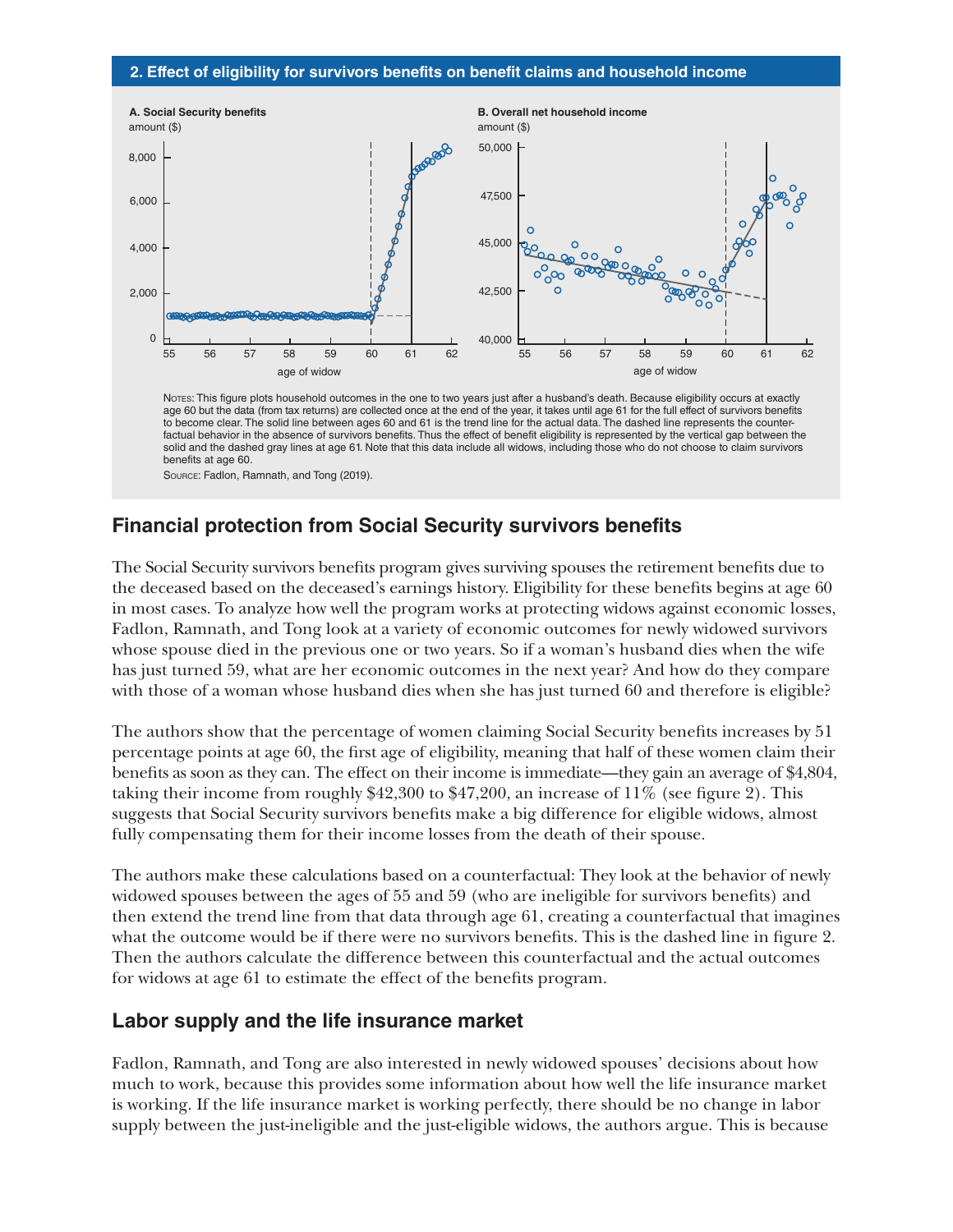**2. Effect of eligibility for survivors benefits on benefit claims and household income**

**A. Social Security benefits**

amount ($)

**B. Overall net household income**

amount ($)

Notes: This figure plots household outcomes in the one to two years just after a husband's death. Because eligibility occurs at exactly age 60 but the data (from tax returns) are collected once at the end of the year, it takes until age 61 for the full effect of survivors benefits to become clear. The solid line between ages 60 and 61 is the trend line for the actual data. The dashed line represents the counterfactual behavior in the absence of survivors benefits. Thus the effect of benefit eligibility is represented by the vertical gap between the solid and the dashed gray lines at age 61. Note that this data include all widows, including those who do not choose to claim survivors benefits at age 60.

Source: Fadlon, Ramnath, and Tong (2019).

## Financial protection from Social Security survivors benefits

The Social Security survivors benefits program gives surviving spouses the retirement benefits due to the deceased based on the deceased's earnings history. Eligibility for these benefits begins at age 60 in most cases. To analyze how well the program works at protecting widows against economic losses, Fadlon, Ramnath, and Tong look at a variety of economic outcomes for newly widowed survivors whose spouse died in the previous one or two years. So if a woman's husband dies when the wife has just turned 59, what are her economic outcomes in the next year? And how do they compare with those of a woman whose husband dies when she has just turned 60 and therefore is eligible?

The authors show that the percentage of women claiming Social Security benefits increases by 51 percentage points at age 60, the first age of eligibility, meaning that half of these women claim their benefits as soon as they can. The effect on their income is immediate—they gain an average of $4,804, taking their income from roughly $42,300 to $47,200, an increase of 11% (see figure 2). This suggests that Social Security survivors benefits make a big difference for eligible widows, almost fully compensating them for their income losses from the death of their spouse.

The authors make these calculations based on a counterfactual: They look at the behavior of newly widowed spouses between the ages of 55 and 59 (who are ineligible for survivors benefits) and then extend the trend line from that data through age 61, creating a counterfactual that imagines what the outcome would be if there were no survivors benefits. This is the dashed line in figure 2. Then the authors calculate the difference between this counterfactual and the actual outcomes for widows at age 61 to estimate the effect of the benefits program.

## Labor supply and the life insurance market

Fadlon, Ramnath, and Tong are also interested in newly widowed spouses' decisions about how much to work, because this provides some information about how well the life insurance market is working. If the life insurance market is working perfectly, there should be no change in labor supply between the just-ineligible and the just-eligible widows, the authors argue. This is because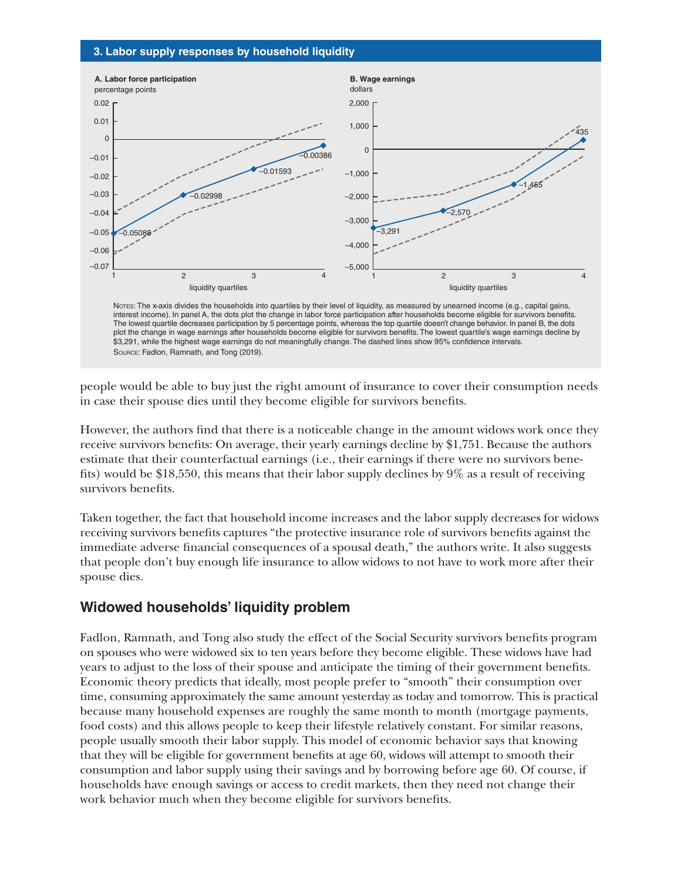**3. Labor supply responses by household liquidity**

**A. Labor force participation**
percentage points

**B. Wage earnings**
dollars

NOTES: The x-axis divides the households into quartiles by their level of liquidity, as measured by unearned income (e.g., capital gains, interest income). In panel A, the dots plot the change in labor force participation after households become eligible for survivors benefits. The lowest quartile decreases participation by 5 percentage points, whereas the top quartile doesn't change behavior. In panel B, the dots plot the change in wage earnings after households become eligible for survivors benefits. The lowest quartile's wage earnings decline by $3,291, while the highest wage earnings do not meaningfully change. The dashed lines show 95% confidence intervals.
SOURCE: Fadlon, Ramnath, and Tong (2019).

people would be able to buy just the right amount of insurance to cover their consumption needs in case their spouse dies until they become eligible for survivors benefits.

However, the authors find that there is a noticeable change in the amount widows work once they receive survivors benefits: On average, their yearly earnings decline by $1,751. Because the authors estimate that their counterfactual earnings (i.e., their earnings if there were no survivors benefits) would be $18,550, this means that their labor supply declines by 9% as a result of receiving survivors benefits.

Taken together, the fact that household income increases and the labor supply decreases for widows receiving survivors benefits captures "the protective insurance role of survivors benefits against the immediate adverse financial consequences of a spousal death," the authors write. It also suggests that people don't buy enough life insurance to allow widows to not have to work more after their spouse dies.

## Widowed households' liquidity problem

Fadlon, Ramnath, and Tong also study the effect of the Social Security survivors benefits program on spouses who were widowed six to ten years before they become eligible. These widows have had years to adjust to the loss of their spouse and anticipate the timing of their government benefits. Economic theory predicts that ideally, most people prefer to "smooth" their consumption over time, consuming approximately the same amount yesterday as today and tomorrow. This is practical because many household expenses are roughly the same month to month (mortgage payments, food costs) and this allows people to keep their lifestyle relatively constant. For similar reasons, people usually smooth their labor supply. This model of economic behavior says that knowing that they will be eligible for government benefits at age 60, widows will attempt to smooth their consumption and labor supply using their savings and by borrowing before age 60. Of course, if households have enough savings or access to credit markets, then they need not change their work behavior much when they become eligible for survivors benefits.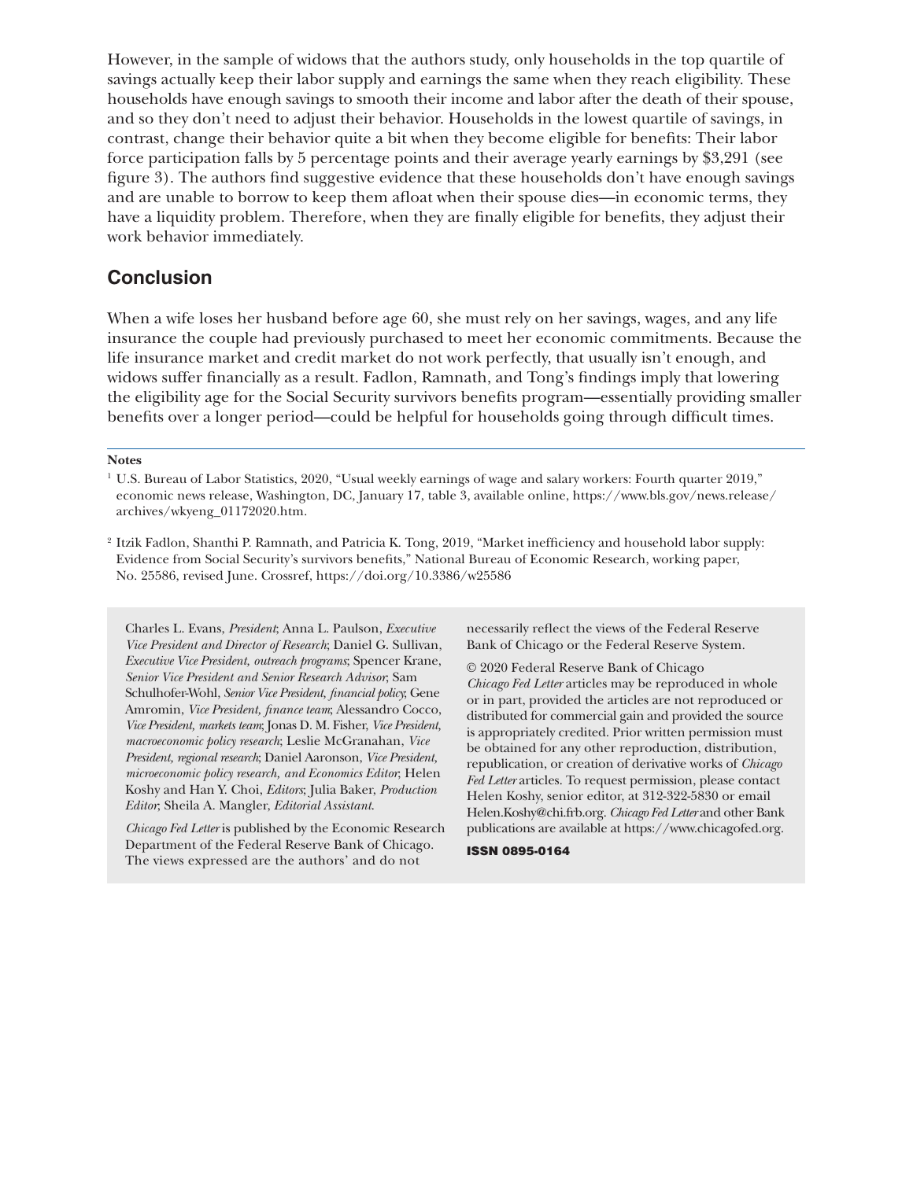However, in the sample of widows that the authors study, only households in the top quartile of savings actually keep their labor supply and earnings the same when they reach eligibility. These households have enough savings to smooth their income and labor after the death of their spouse, and so they don't need to adjust their behavior. Households in the lowest quartile of savings, in contrast, change their behavior quite a bit when they become eligible for benefits: Their labor force participation falls by 5 percentage points and their average yearly earnings by $3,291 (see figure 3). The authors find suggestive evidence that these households don't have enough savings and are unable to borrow to keep them afloat when their spouse dies—in economic terms, they have a liquidity problem. Therefore, when they are finally eligible for benefits, they adjust their work behavior immediately.

## Conclusion

When a wife loses her husband before age 60, she must rely on her savings, wages, and any life insurance the couple had previously purchased to meet her economic commitments. Because the life insurance market and credit market do not work perfectly, that usually isn't enough, and widows suffer financially as a result. Fadlon, Ramnath, and Tong's findings imply that lowering the eligibility age for the Social Security survivors benefits program—essentially providing smaller benefits over a longer period—could be helpful for households going through difficult times.

**Notes**

[1] U.S. Bureau of Labor Statistics, 2020, "Usual weekly earnings of wage and salary workers: Fourth quarter 2019," economic news release, Washington, DC, January 17, table 3, available online, https://www.bls.gov/news.release/archives/wkyeng_01172020.htm.

[2] Itzik Fadlon, Shanthi P. Ramnath, and Patricia K. Tong, 2019, "Market inefficiency and household labor supply: Evidence from Social Security's survivors benefits," National Bureau of Economic Research, working paper, No. 25586, revised June. Crossref, https://doi.org/10.3386/w25586

Charles L. Evans, *President*; Anna L. Paulson, *Executive Vice President and Director of Research*; Daniel G. Sullivan, *Executive Vice President, outreach programs*; Spencer Krane, *Senior Vice President and Senior Research Advisor*; Sam Schulhofer-Wohl, *Senior Vice President, financial policy*; Gene Amromin, *Vice President, finance team*; Alessandro Cocco, *Vice President, markets team*; Jonas D. M. Fisher, *Vice President, macroeconomic policy research*; Leslie McGranahan, *Vice President, regional research*; Daniel Aaronson, *Vice President, microeconomic policy research, and Economics Editor*; Helen Koshy and Han Y. Choi, *Editors*; Julia Baker, *Production Editor*; Sheila A. Mangler, *Editorial Assistant*.

*Chicago Fed Letter* is published by the Economic Research Department of the Federal Reserve Bank of Chicago. The views expressed are the authors' and do not necessarily reflect the views of the Federal Reserve Bank of Chicago or the Federal Reserve System.

© 2020 Federal Reserve Bank of Chicago
*Chicago Fed Letter* articles may be reproduced in whole or in part, provided the articles are not reproduced or distributed for commercial gain and provided the source is appropriately credited. Prior written permission must be obtained for any other reproduction, distribution, republication, or creation of derivative works of *Chicago Fed Letter* articles. To request permission, please contact Helen Koshy, senior editor, at 312-322-5830 or email Helen.Koshy@chi.frb.org. *Chicago Fed Letter* and other Bank publications are available at https://www.chicagofed.org.

**ISSN 0895-0164**